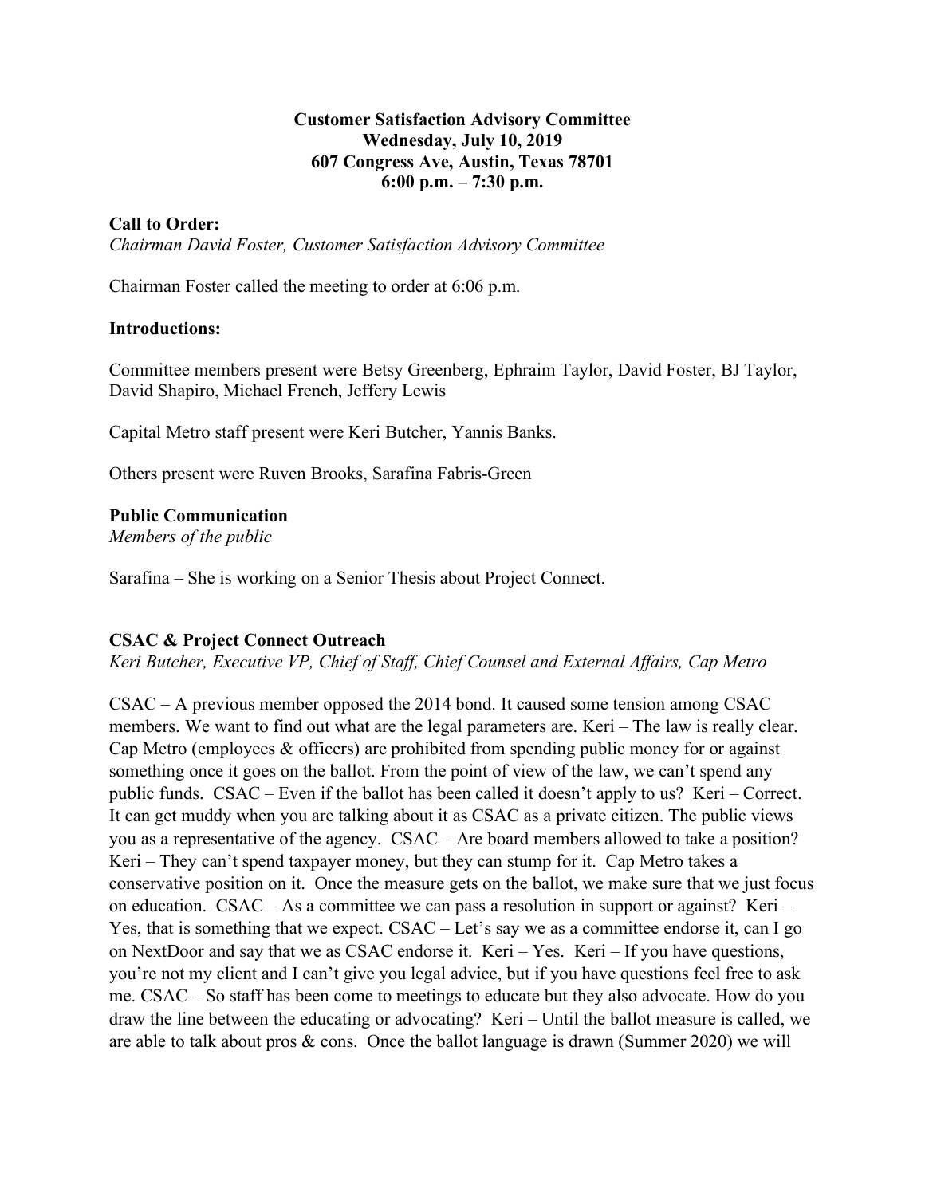**Customer Satisfaction Advisory Committee**
**Wednesday, July 10, 2019**
**607 Congress Ave, Austin, Texas 78701**
**6:00 p.m. – 7:30 p.m.**

**Call to Order:**
*Chairman David Foster, Customer Satisfaction Advisory Committee*

Chairman Foster called the meeting to order at 6:06 p.m.

**Introductions:**

Committee members present were Betsy Greenberg, Ephraim Taylor, David Foster, BJ Taylor, David Shapiro, Michael French, Jeffery Lewis

Capital Metro staff present were Keri Butcher, Yannis Banks.

Others present were Ruven Brooks, Sarafina Fabris-Green

**Public Communication**
*Members of the public*

Sarafina – She is working on a Senior Thesis about Project Connect.

**CSAC & Project Connect Outreach**
*Keri Butcher, Executive VP, Chief of Staff, Chief Counsel and External Affairs, Cap Metro*

CSAC – A previous member opposed the 2014 bond. It caused some tension among CSAC members. We want to find out what are the legal parameters are. Keri – The law is really clear. Cap Metro (employees & officers) are prohibited from spending public money for or against something once it goes on the ballot. From the point of view of the law, we can't spend any public funds. CSAC – Even if the ballot has been called it doesn't apply to us? Keri – Correct. It can get muddy when you are talking about it as CSAC as a private citizen. The public views you as a representative of the agency. CSAC – Are board members allowed to take a position? Keri – They can't spend taxpayer money, but they can stump for it. Cap Metro takes a conservative position on it. Once the measure gets on the ballot, we make sure that we just focus on education. CSAC – As a committee we can pass a resolution in support or against? Keri – Yes, that is something that we expect. CSAC – Let's say we as a committee endorse it, can I go on NextDoor and say that we as CSAC endorse it. Keri – Yes. Keri – If you have questions, you're not my client and I can't give you legal advice, but if you have questions feel free to ask me. CSAC – So staff has been come to meetings to educate but they also advocate. How do you draw the line between the educating or advocating? Keri – Until the ballot measure is called, we are able to talk about pros & cons. Once the ballot language is drawn (Summer 2020) we will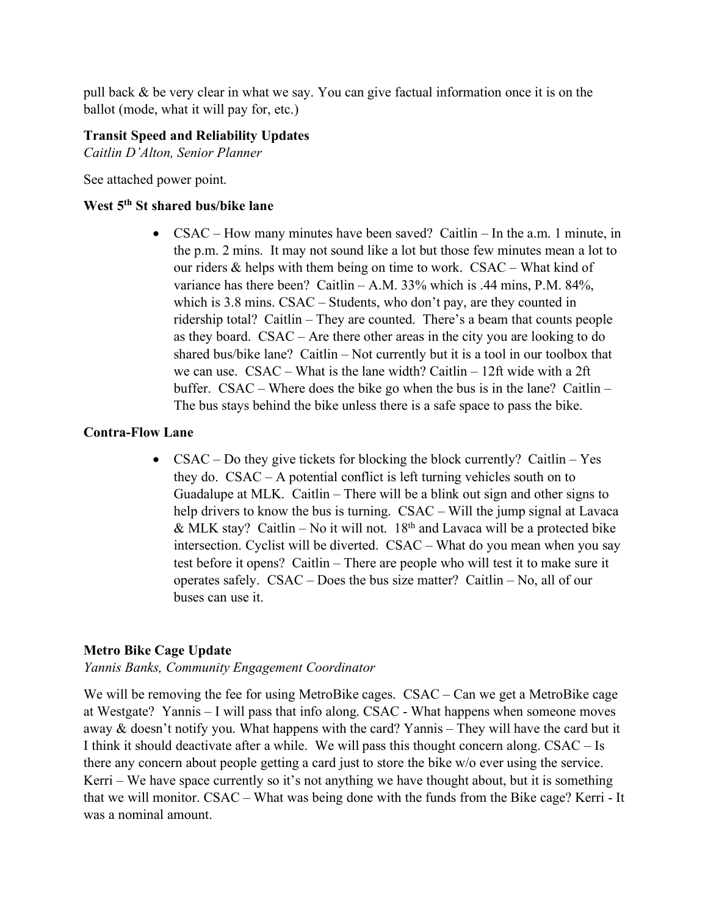pull back & be very clear in what we say. You can give factual information once it is on the ballot (mode, what it will pay for, etc.)

**Transit Speed and Reliability Updates**

*Caitlin D'Alton, Senior Planner*

See attached power point.

**West 5th St shared bus/bike lane**

- CSAC – How many minutes have been saved? Caitlin – In the a.m. 1 minute, in the p.m. 2 mins. It may not sound like a lot but those few minutes mean a lot to our riders & helps with them being on time to work. CSAC – What kind of variance has there been? Caitlin – A.M. 33% which is .44 mins, P.M. 84%, which is 3.8 mins. CSAC – Students, who don't pay, are they counted in ridership total? Caitlin – They are counted. There's a beam that counts people as they board. CSAC – Are there other areas in the city you are looking to do shared bus/bike lane? Caitlin – Not currently but it is a tool in our toolbox that we can use. CSAC – What is the lane width? Caitlin – 12ft wide with a 2ft buffer. CSAC – Where does the bike go when the bus is in the lane? Caitlin – The bus stays behind the bike unless there is a safe space to pass the bike.

**Contra-Flow Lane**

- CSAC – Do they give tickets for blocking the block currently? Caitlin – Yes they do. CSAC – A potential conflict is left turning vehicles south on to Guadalupe at MLK. Caitlin – There will be a blink out sign and other signs to help drivers to know the bus is turning. CSAC – Will the jump signal at Lavaca & MLK stay? Caitlin – No it will not. 18th and Lavaca will be a protected bike intersection. Cyclist will be diverted. CSAC – What do you mean when you say test before it opens? Caitlin – There are people who will test it to make sure it operates safely. CSAC – Does the bus size matter? Caitlin – No, all of our buses can use it.

**Metro Bike Cage Update**

*Yannis Banks, Community Engagement Coordinator*

We will be removing the fee for using MetroBike cages. CSAC – Can we get a MetroBike cage at Westgate? Yannis – I will pass that info along. CSAC - What happens when someone moves away & doesn't notify you. What happens with the card? Yannis – They will have the card but it I think it should deactivate after a while. We will pass this thought concern along. CSAC – Is there any concern about people getting a card just to store the bike w/o ever using the service. Kerri – We have space currently so it's not anything we have thought about, but it is something that we will monitor. CSAC – What was being done with the funds from the Bike cage? Kerri - It was a nominal amount.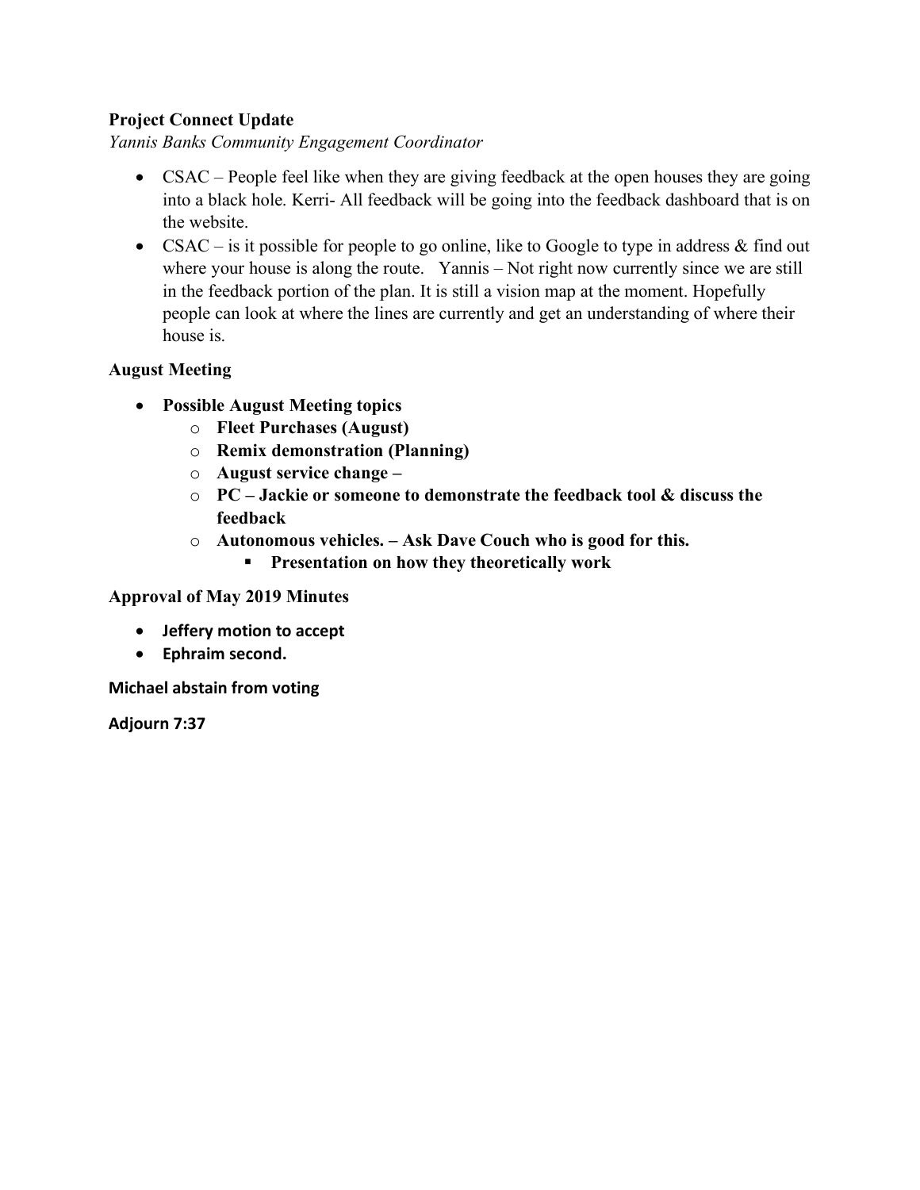**Project Connect Update**

*Yannis Banks Community Engagement Coordinator*

- CSAC – People feel like when they are giving feedback at the open houses they are going into a black hole. Kerri- All feedback will be going into the feedback dashboard that is on the website.
- CSAC – is it possible for people to go online, like to Google to type in address & find out where your house is along the route. Yannis – Not right now currently since we are still in the feedback portion of the plan. It is still a vision map at the moment. Hopefully people can look at where the lines are currently and get an understanding of where their house is.

**August Meeting**

- **Possible August Meeting topics**
  - **Fleet Purchases (August)**
  - **Remix demonstration (Planning)**
  - **August service change –**
  - **PC – Jackie or someone to demonstrate the feedback tool & discuss the feedback**
  - **Autonomous vehicles. – Ask Dave Couch who is good for this.**
    - **Presentation on how they theoretically work**

**Approval of May 2019 Minutes**

- **Jeffery motion to accept**
- **Ephraim second.**

**Michael abstain from voting**

**Adjourn 7:37**